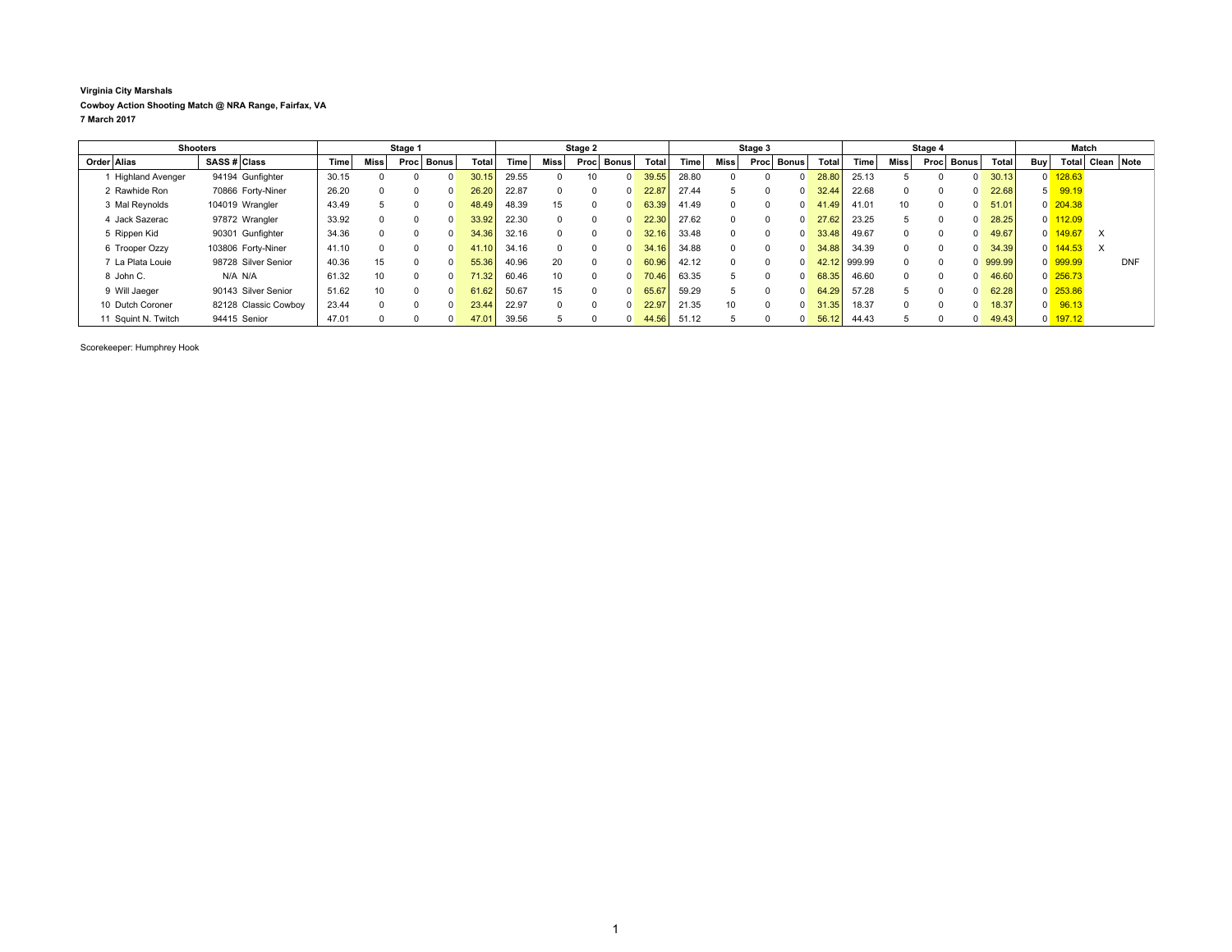**Virginia City Marshals**

**Cowboy Action Shooting Match @ NRA Range, Fairfax, VA**

**7 March 2017**

| Shooters | | | | Stage 1 | | | | | Stage 2 | | | | | Stage 3 | | | | | Stage 4 | | | | | Match | | | |
|---|---|---|---|---|---|---|---|---|---|---|---|---|---|---|---|---|---|---|---|---|---|---|---|---|---|---|---|
| Order | Alias | SASS # | Class | Time | Miss | Proc | Bonus | Total | Time | Miss | Proc | Bonus | Total | Time | Miss | Proc | Bonus | Total | Time | Miss | Proc | Bonus | Total | Buy | Total | Clean | Note |
| 1 | Highland Avenger | 94194 | Gunfighter | 30.15 | 0 | 0 | 0 | 30.15 | 29.55 | 0 | 10 | 0 | 39.55 | 28.80 | 0 | 0 | 0 | 28.80 | 25.13 | 5 | 0 | 0 | 30.13 | 0 | 128.63 | | |
| 2 | Rawhide Ron | 70866 | Forty-Niner | 26.20 | 0 | 0 | 0 | 26.20 | 22.87 | 0 | 0 | 0 | 22.87 | 27.44 | 5 | 0 | 0 | 32.44 | 22.68 | 0 | 0 | 0 | 22.68 | 5 | 99.19 | | |
| 3 | Mal Reynolds | 104019 | Wrangler | 43.49 | 5 | 0 | 0 | 48.49 | 48.39 | 15 | 0 | 0 | 63.39 | 41.49 | 0 | 0 | 0 | 41.49 | 41.01 | 10 | 0 | 0 | 51.01 | 0 | 204.38 | | |
| 4 | Jack Sazerac | 97872 | Wrangler | 33.92 | 0 | 0 | 0 | 33.92 | 22.30 | 0 | 0 | 0 | 22.30 | 27.62 | 0 | 0 | 0 | 27.62 | 23.25 | 5 | 0 | 0 | 28.25 | 0 | 112.09 | | |
| 5 | Rippen Kid | 90301 | Gunfighter | 34.36 | 0 | 0 | 0 | 34.36 | 32.16 | 0 | 0 | 0 | 32.16 | 33.48 | 0 | 0 | 0 | 33.48 | 49.67 | 0 | 0 | 0 | 49.67 | 0 | 149.67 | X | |
| 6 | Trooper Ozzy | 103806 | Forty-Niner | 41.10 | 0 | 0 | 0 | 41.10 | 34.16 | 0 | 0 | 0 | 34.16 | 34.88 | 0 | 0 | 0 | 34.88 | 34.39 | 0 | 0 | 0 | 34.39 | 0 | 144.53 | X | |
| 7 | La Plata Louie | 98728 | Silver Senior | 40.36 | 15 | 0 | 0 | 55.36 | 40.96 | 20 | 0 | 0 | 60.96 | 42.12 | 0 | 0 | 0 | 42.12 | 999.99 | 0 | 0 | 0 | 999.99 | 0 | 999.99 | | DNF |
| 8 | John C. | N/A | N/A | 61.32 | 10 | 0 | 0 | 71.32 | 60.46 | 10 | 0 | 0 | 70.46 | 63.35 | 5 | 0 | 0 | 68.35 | 46.60 | 0 | 0 | 0 | 46.60 | 0 | 256.73 | | |
| 9 | Will Jaeger | 90143 | Silver Senior | 51.62 | 10 | 0 | 0 | 61.62 | 50.67 | 15 | 0 | 0 | 65.67 | 59.29 | 5 | 0 | 0 | 64.29 | 57.28 | 5 | 0 | 0 | 62.28 | 0 | 253.86 | | |
| 10 | Dutch Coroner | 82128 | Classic Cowboy | 23.44 | 0 | 0 | 0 | 23.44 | 22.97 | 0 | 0 | 0 | 22.97 | 21.35 | 10 | 0 | 0 | 31.35 | 18.37 | 0 | 0 | 0 | 18.37 | 0 | 96.13 | | |
| 11 | Squint N. Twitch | 94415 | Senior | 47.01 | 0 | 0 | 0 | 47.01 | 39.56 | 5 | 0 | 0 | 44.56 | 51.12 | 5 | 0 | 0 | 56.12 | 44.43 | 5 | 0 | 0 | 49.43 | 0 | 197.12 | | |

Scorekeeper: Humphrey Hook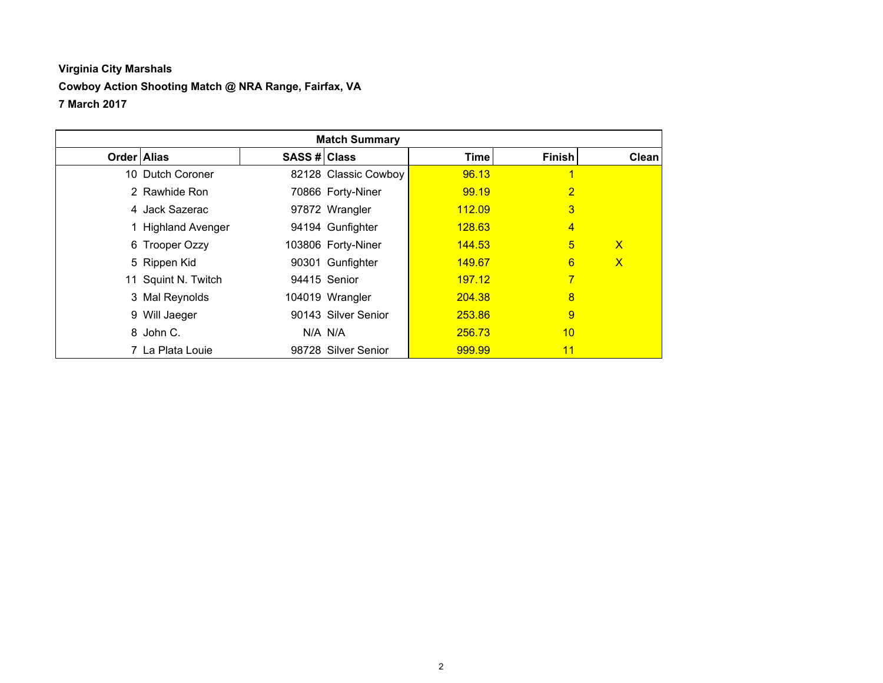**Virginia City Marshals**

**Cowboy Action Shooting Match @ NRA Range, Fairfax, VA**

**7 March 2017**

| Match Summary | | | | | | |
|---|---|---|---|---|---|---|
| **Order** | **Alias** | **SASS #** | **Class** | **Time** | **Finish** | **Clean** |
| 10 | Dutch Coroner | 82128 | Classic Cowboy | 96.13 | 1 | |
| 2 | Rawhide Ron | 70866 | Forty-Niner | 99.19 | 2 | |
| 4 | Jack Sazerac | 97872 | Wrangler | 112.09 | 3 | |
| 1 | Highland Avenger | 94194 | Gunfighter | 128.63 | 4 | |
| 6 | Trooper Ozzy | 103806 | Forty-Niner | 144.53 | 5 | X |
| 5 | Rippen Kid | 90301 | Gunfighter | 149.67 | 6 | X |
| 11 | Squint N. Twitch | 94415 | Senior | 197.12 | 7 | |
| 3 | Mal Reynolds | 104019 | Wrangler | 204.38 | 8 | |
| 9 | Will Jaeger | 90143 | Silver Senior | 253.86 | 9 | |
| 8 | John C. | N/A | N/A | 256.73 | 10 | |
| 7 | La Plata Louie | 98728 | Silver Senior | 999.99 | 11 | |